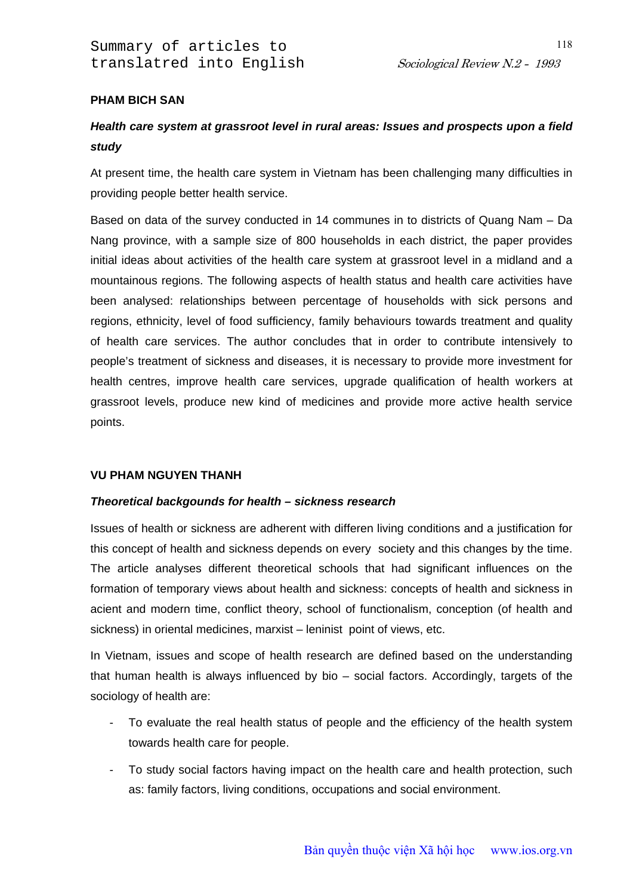# Summary of articles to translatred into English

**PHAM BICH SAN**

***Health care system at grassroot level in rural areas: Issues and prospects upon a field study***

At present time, the health care system in Vietnam has been challenging many difficulties in providing people better health service.

Based on data of the survey conducted in 14 communes in to districts of Quang Nam – Da Nang province, with a sample size of 800 households in each district, the paper provides initial ideas about activities of the health care system at grassroot level in a midland and a mountainous regions. The following aspects of health status and health care activities have been analysed: relationships between percentage of households with sick persons and regions, ethnicity, level of food sufficiency, family behaviours towards treatment and quality of health care services. The author concludes that in order to contribute intensively to people's treatment of sickness and diseases, it is necessary to provide more investment for health centres, improve health care services, upgrade qualification of health workers at grassroot levels, produce new kind of medicines and provide more active health service points.

**VU PHAM NGUYEN THANH**

***Theoretical backgounds for health – sickness research***

Issues of health or sickness are adherent with differen living conditions and a justification for this concept of health and sickness depends on every society and this changes by the time. The article analyses different theoretical schools that had significant influences on the formation of temporary views about health and sickness: concepts of health and sickness in acient and modern time, conflict theory, school of functionalism, conception (of health and sickness) in oriental medicines, marxist – leninist point of views, etc.

In Vietnam, issues and scope of health research are defined based on the understanding that human health is always influenced by bio – social factors. Accordingly, targets of the sociology of health are:

- To evaluate the real health status of people and the efficiency of the health system towards health care for people.
- To study social factors having impact on the health care and health protection, such as: family factors, living conditions, occupations and social environment.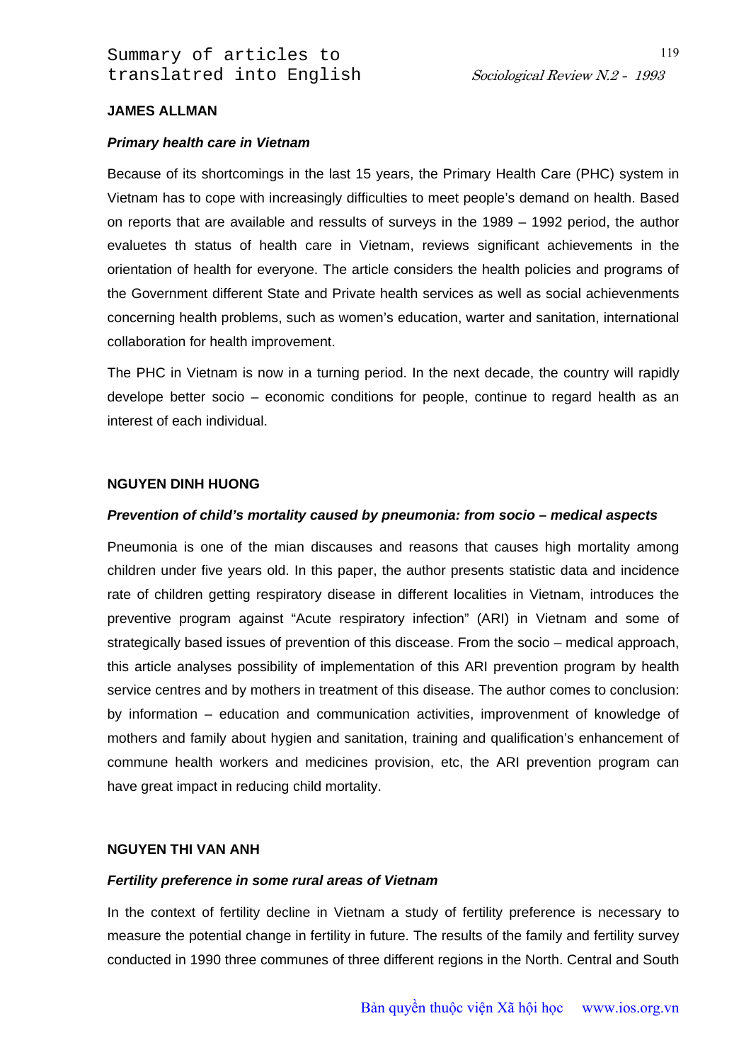Summary of articles to translatred into English

**JAMES ALLMAN**

***Primary health care in Vietnam***

Because of its shortcomings in the last 15 years, the Primary Health Care (PHC) system in Vietnam has to cope with increasingly difficulties to meet people's demand on health. Based on reports that are available and ressults of surveys in the 1989 – 1992 period, the author evaluetes th status of health care in Vietnam, reviews significant achievements in the orientation of health for everyone. The article considers the health policies and programs of the Government different State and Private health services as well as social achievenments concerning health problems, such as women's education, warter and sanitation, international collaboration for health improvement.

The PHC in Vietnam is now in a turning period. In the next decade, the country will rapidly develope better socio – economic conditions for people, continue to regard health as an interest of each individual.

**NGUYEN DINH HUONG**

***Prevention of child's mortality caused by pneumonia: from socio – medical aspects***

Pneumonia is one of the mian discauses and reasons that causes high mortality among children under five years old. In this paper, the author presents statistic data and incidence rate of children getting respiratory disease in different localities in Vietnam, introduces the preventive program against "Acute respiratory infection" (ARI) in Vietnam and some of strategically based issues of prevention of this discease. From the socio – medical approach, this article analyses possibility of implementation of this ARI prevention program by health service centres and by mothers in treatment of this disease. The author comes to conclusion: by information – education and communication activities, improvenment of knowledge of mothers and family about hygien and sanitation, training and qualification's enhancement of commune health workers and medicines provision, etc, the ARI prevention program can have great impact in reducing child mortality.

**NGUYEN THI VAN ANH**

***Fertility preference in some rural areas of Vietnam***

In the context of fertility decline in Vietnam a study of fertility preference is necessary to measure the potential change in fertility in future. The results of the family and fertility survey conducted in 1990 three communes of three different regions in the North. Central and South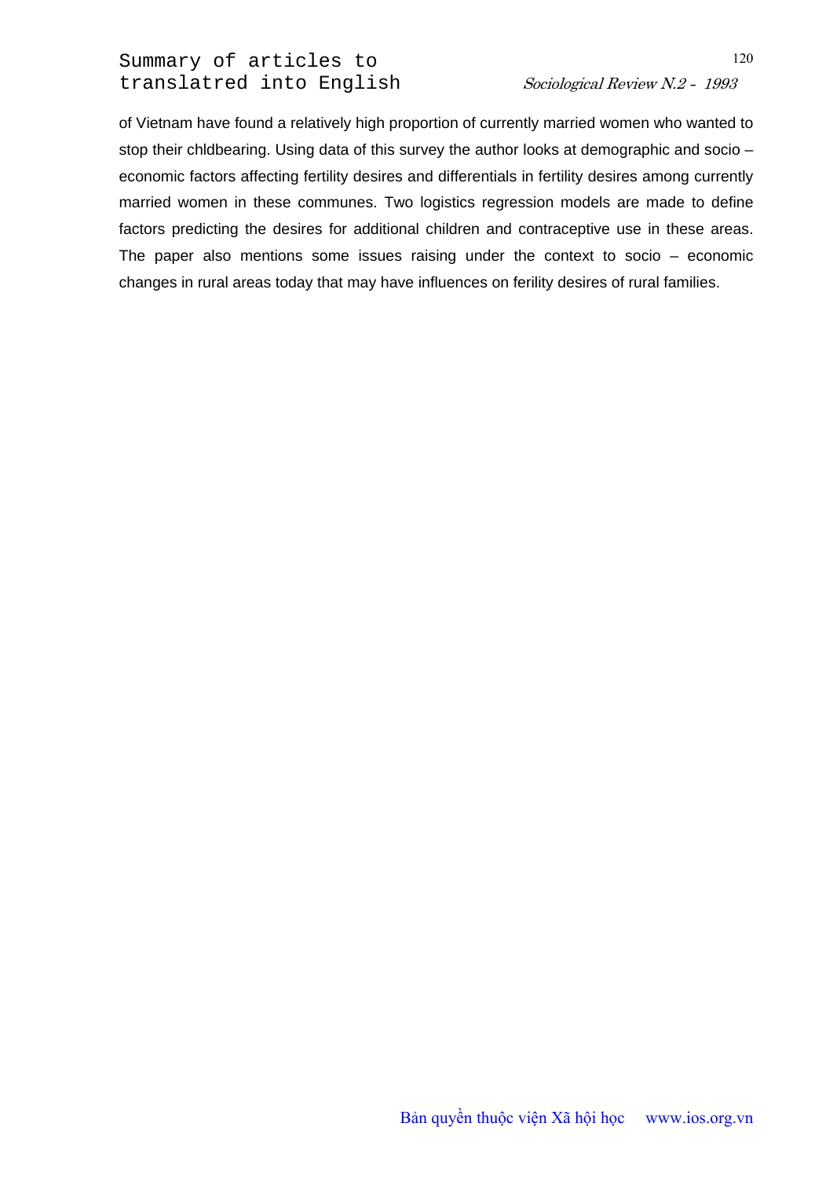of Vietnam have found a relatively high proportion of currently married women who wanted to stop their chldbearing. Using data of this survey the author looks at demographic and socio – economic factors affecting fertility desires and differentials in fertility desires among currently married women in these communes. Two logistics regression models are made to define factors predicting the desires for additional children and contraceptive use in these areas. The paper also mentions some issues raising under the context to socio – economic changes in rural areas today that may have influences on ferility desires of rural families.